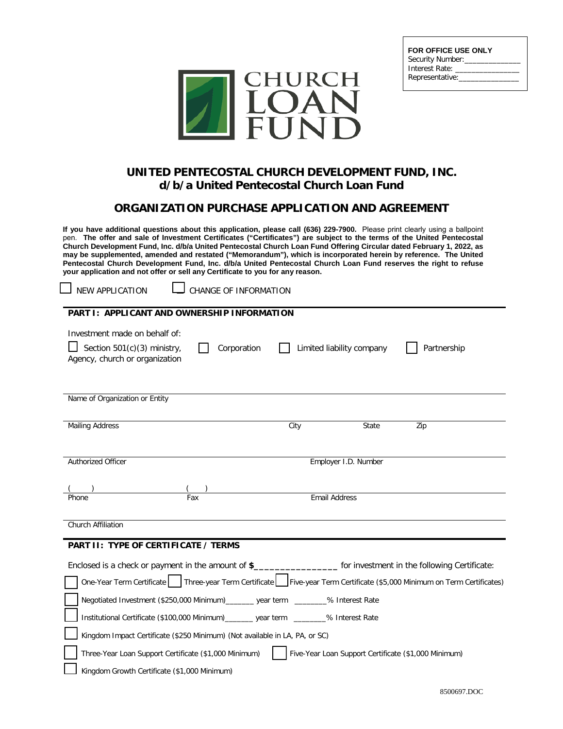**FOR OFFICE USE ONLY**
Security Number:______________
Interest Rate: _______________
Representative:_______________

CHURCH LOAN FUND

# UNITED PENTECOSTAL CHURCH DEVELOPMENT FUND, INC.
## d/b/a United Pentecostal Church Loan Fund

## ORGANIZATION PURCHASE APPLICATION AND AGREEMENT

**If you have additional questions about this application, please call (636) 229-7900.** Please print clearly using a ballpoint pen. **The offer and sale of Investment Certificates ("Certificates") are subject to the terms of the United Pentecostal Church Development Fund, Inc. d/b/a United Pentecostal Church Loan Fund Offering Circular dated February 1, 2022, as may be supplemented, amended and restated ("Memorandum"), which is incorporated herein by reference. The United Pentecostal Church Development Fund, Inc. d/b/a United Pentecostal Church Loan Fund reserves the right to refuse your application and not offer or sell any Certificate to you for any reason.**

☐ NEW APPLICATION ☐ CHANGE OF INFORMATION

### PART I: APPLICANT AND OWNERSHIP INFORMATION

Investment made on behalf of:

☐ Section 501(c)(3) ministry, Agency, church or organization ☐ Corporation ☐ Limited liability company ☐ Partnership

Name of Organization or Entity

Mailing Address City State Zip

Authorized Officer Employer I.D. Number

( ) ( )
Phone Fax Email Address

Church Affiliation

### PART II: TYPE OF CERTIFICATE / TERMS

Enclosed is a check or payment in the amount of $_______________ for investment in the following Certificate:

☐ One-Year Term Certificate ☐ Three-year Term Certificate ☐ Five-year Term Certificate ($5,000 Minimum on Term Certificates)

☐ Negotiated Investment ($250,000 Minimum)_______ year term ________% Interest Rate

☐ Institutional Certificate ($100,000 Minimum)_______ year term ________% Interest Rate

☐ Kingdom Impact Certificate ($250 Minimum) (Not available in LA, PA, or SC)

☐ Three-Year Loan Support Certificate ($1,000 Minimum) ☐ Five-Year Loan Support Certificate ($1,000 Minimum)

☐ Kingdom Growth Certificate ($1,000 Minimum)

8500697.DOC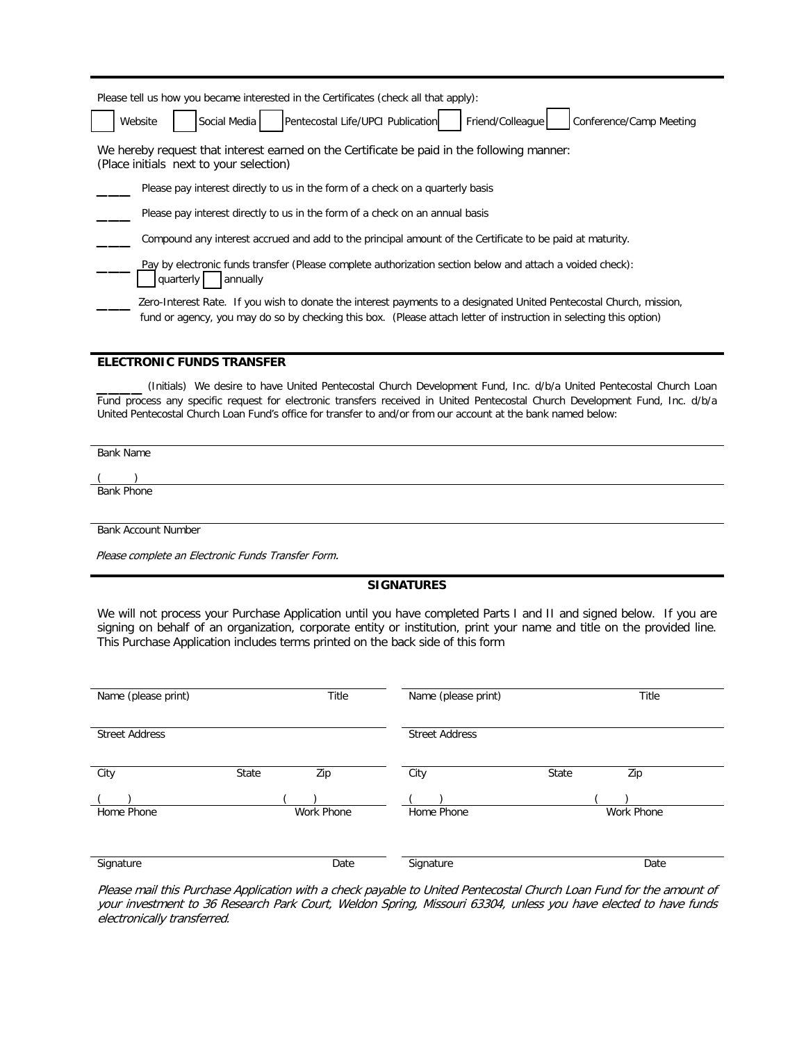Please tell us how you became interested in the Certificates (check all that apply):

☐ Website ☐ Social Media ☐ Pentecostal Life/UPCI Publication ☐ Friend/Colleague ☐ Conference/Camp Meeting

We hereby request that interest earned on the Certificate be paid in the following manner:
(Place initials next to your selection)

____ Please pay interest directly to us in the form of a check on a quarterly basis

____ Please pay interest directly to us in the form of a check on an annual basis

____ Compound any interest accrued and add to the principal amount of the Certificate to be paid at maturity.

____ Pay by electronic funds transfer (Please complete authorization section below and attach a voided check):
☐ quarterly ☐ annually

____ Zero-Interest Rate. If you wish to donate the interest payments to a designated United Pentecostal Church, mission, fund or agency, you may do so by checking this box. (Please attach letter of instruction in selecting this option)

## ELECTRONIC FUNDS TRANSFER

______ (Initials) We desire to have United Pentecostal Church Development Fund, Inc. d/b/a United Pentecostal Church Loan Fund process any specific request for electronic transfers received in United Pentecostal Church Development Fund, Inc. d/b/a United Pentecostal Church Loan Fund's office for transfer to and/or from our account at the bank named below:

Bank Name

(    )
Bank Phone

Bank Account Number

*Please complete an Electronic Funds Transfer Form.*

## SIGNATURES

We will not process your Purchase Application until you have completed Parts I and II and signed below. If you are signing on behalf of an organization, corporate entity or institution, print your name and title on the provided line. This Purchase Application includes terms printed on the back side of this form

| | | | | | |
|---|---|---|---|---|---|
| Name (please print) | | Title | Name (please print) | | Title |
| Street Address | | | Street Address | | |
| City | State | Zip | City | State | Zip |
| (    ) Home Phone | | (    ) Work Phone | (    ) Home Phone | | (    ) Work Phone |
| Signature | | Date | Signature | | Date |

*Please mail this Purchase Application with a check payable to United Pentecostal Church Loan Fund for the amount of your investment to 36 Research Park Court, Weldon Spring, Missouri 63304, unless you have elected to have funds electronically transferred.*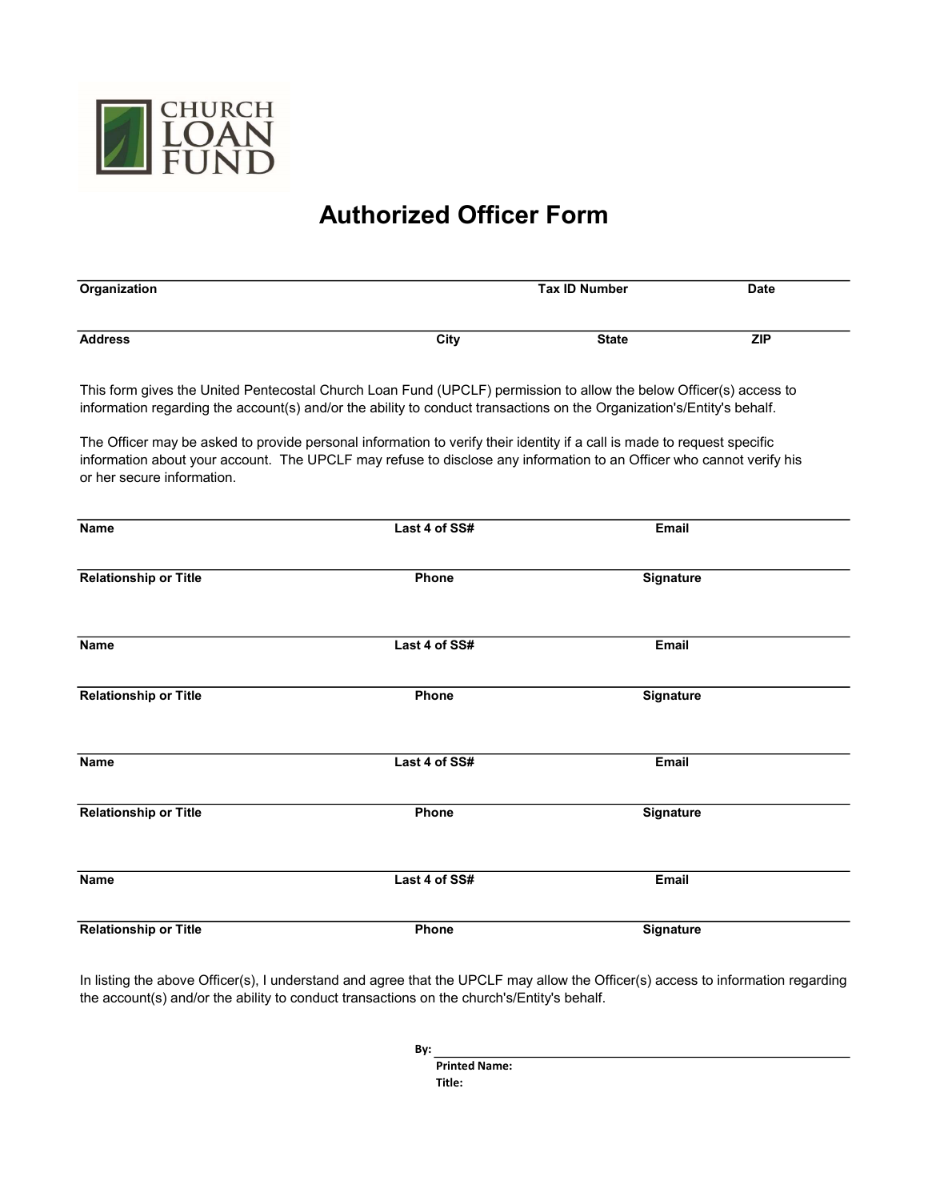CHURCH LOAN FUND

# Authorized Officer Form

| Organization | | Tax ID Number | Date |
|---|---|---|---|
| **Address** | **City** | **State** | **ZIP** |

This form gives the United Pentecostal Church Loan Fund (UPCLF) permission to allow the below Officer(s) access to information regarding the account(s) and/or the ability to conduct transactions on the Organization's/Entity's behalf.

The Officer may be asked to provide personal information to verify their identity if a call is made to request specific information about your account. The UPCLF may refuse to disclose any information to an Officer who cannot verify his or her secure information.

| Name | Last 4 of SS# | Email |
|---|---|---|
| **Relationship or Title** | **Phone** | **Signature** |

| Name | Last 4 of SS# | Email |
|---|---|---|
| **Relationship or Title** | **Phone** | **Signature** |

| Name | Last 4 of SS# | Email |
|---|---|---|
| **Relationship or Title** | **Phone** | **Signature** |

| Name | Last 4 of SS# | Email |
|---|---|---|
| **Relationship or Title** | **Phone** | **Signature** |

In listing the above Officer(s), I understand and agree that the UPCLF may allow the Officer(s) access to information regarding the account(s) and/or the ability to conduct transactions on the church's/Entity's behalf.

By: ______________________________

Printed Name:

Title: